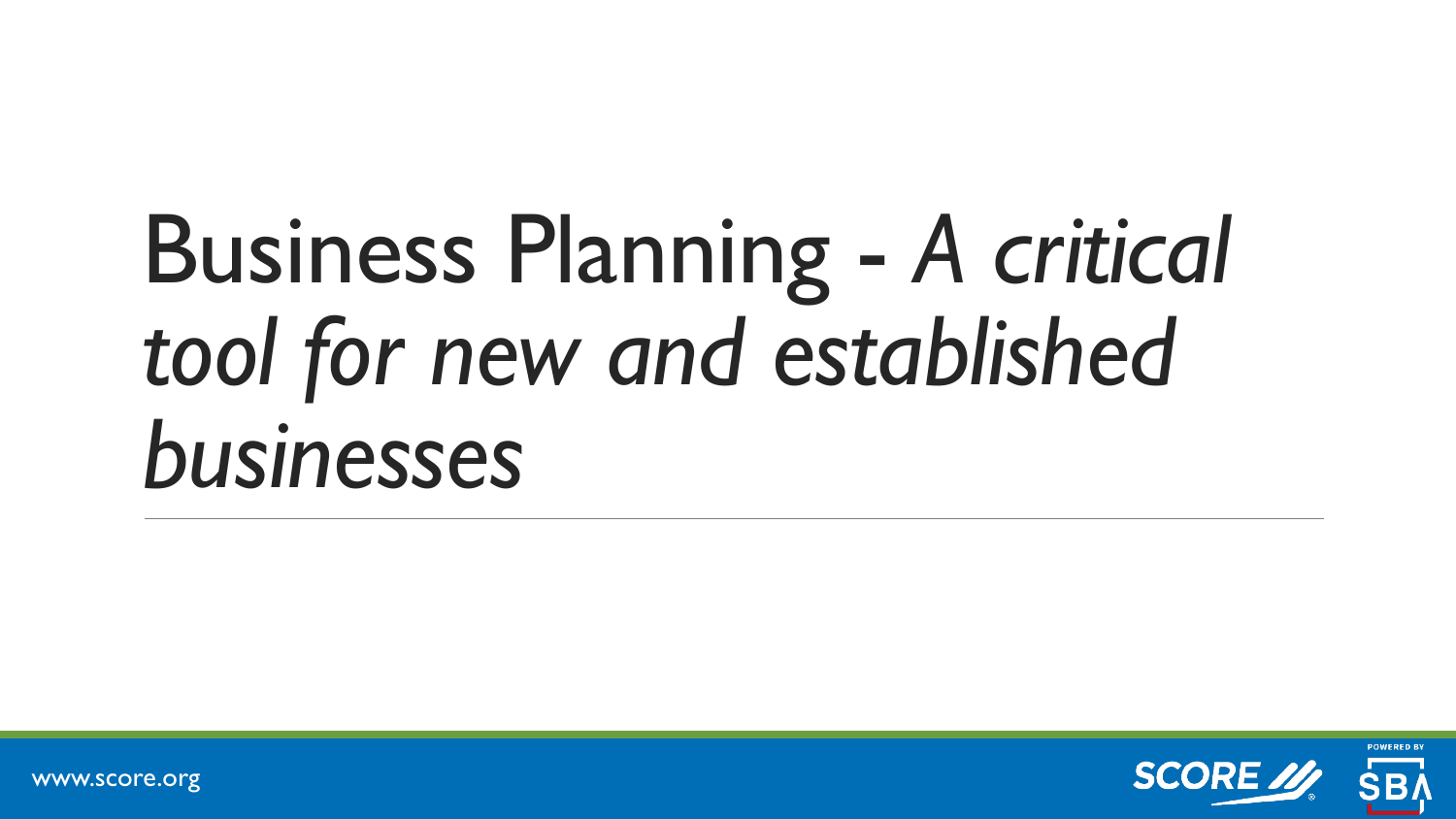# Business Planning - *A critical tool for new and established businesses*

www.score.org

SCORE

POWERED BY SBA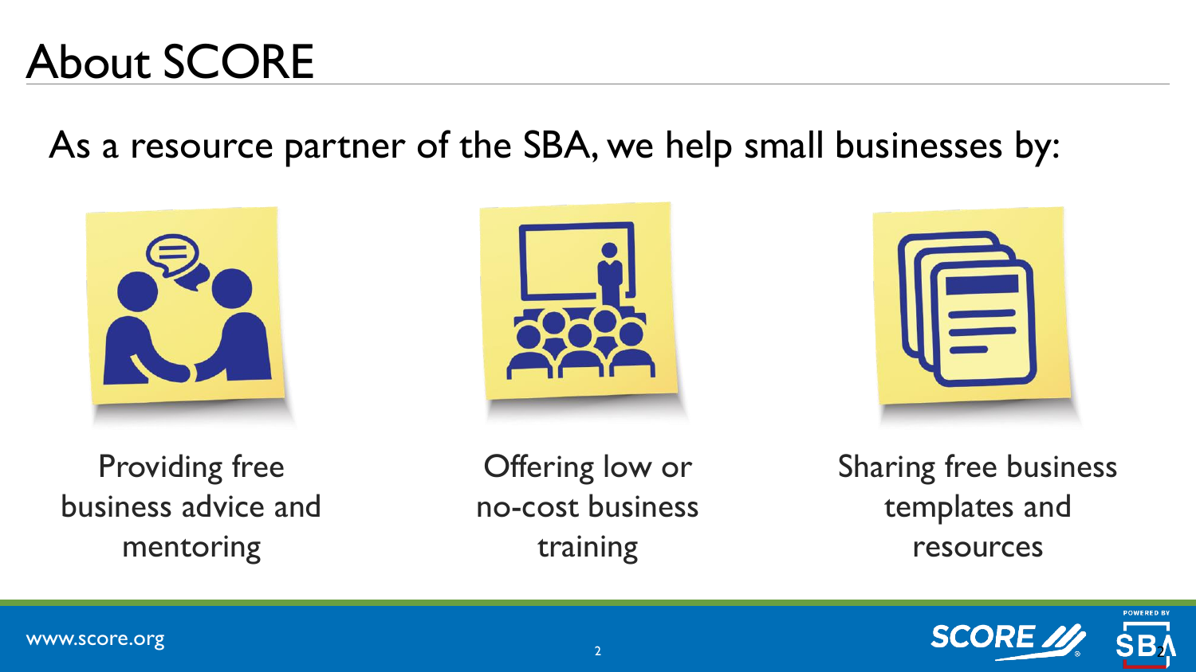# About SCORE

As a resource partner of the SBA, we help small businesses by:

- Providing free business advice and mentoring
- Offering low or no-cost business training
- Sharing free business templates and resources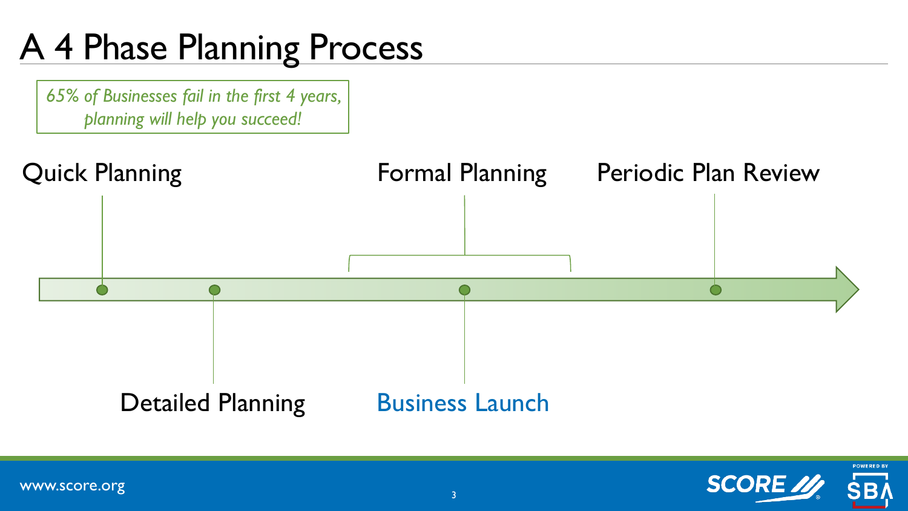# A 4 Phase Planning Process

*65% of Businesses fail in the first 4 years, planning will help you succeed!*

- Quick Planning
- Detailed Planning
- Formal Planning
- Business Launch
- Periodic Plan Review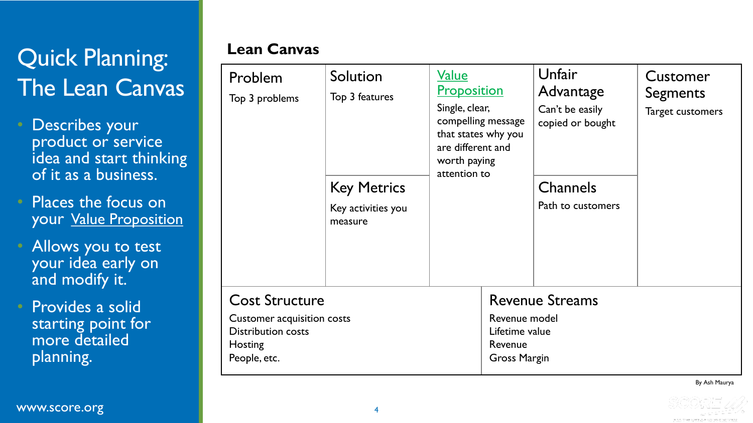# Quick Planning: The Lean Canvas

- Describes your product or service idea and start thinking of it as a business.
- Places the focus on your Value Proposition
- Allows you to test your idea early on and modify it.
- Provides a solid starting point for more detailed planning.

## Lean Canvas

| Problem | Solution | Value Proposition | Unfair Advantage | Customer Segments |
|---|---|---|---|---|
| Top 3 problems | Top 3 features | Single, clear, compelling message that states why you are different and worth paying attention to | Can't be easily copied or bought | Target customers |
| | **Key Metrics** | | **Channels** | |
| | Key activities you measure | | Path to customers | |

| Cost Structure | Revenue Streams |
|---|---|
| Customer acquisition costs<br>Distribution costs<br>Hosting<br>People, etc. | Revenue model<br>Lifetime value<br>Revenue<br>Gross Margin |

By Ash Maurya

www.score.org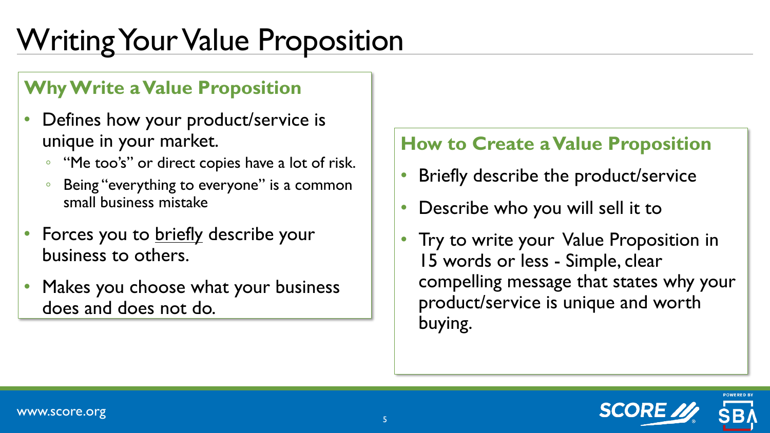# Writing Your Value Proposition

## Why Write a Value Proposition

- Defines how your product/service is unique in your market.
  - "Me too's" or direct copies have a lot of risk.
  - Being "everything to everyone" is a common small business mistake
- Forces you to <u>briefly</u> describe your business to others.
- Makes you choose what your business does and does not do.

## How to Create a Value Proposition

- Briefly describe the product/service
- Describe who you will sell it to
- Try to write your Value Proposition in 15 words or less - Simple, clear compelling message that states why your product/service is unique and worth buying.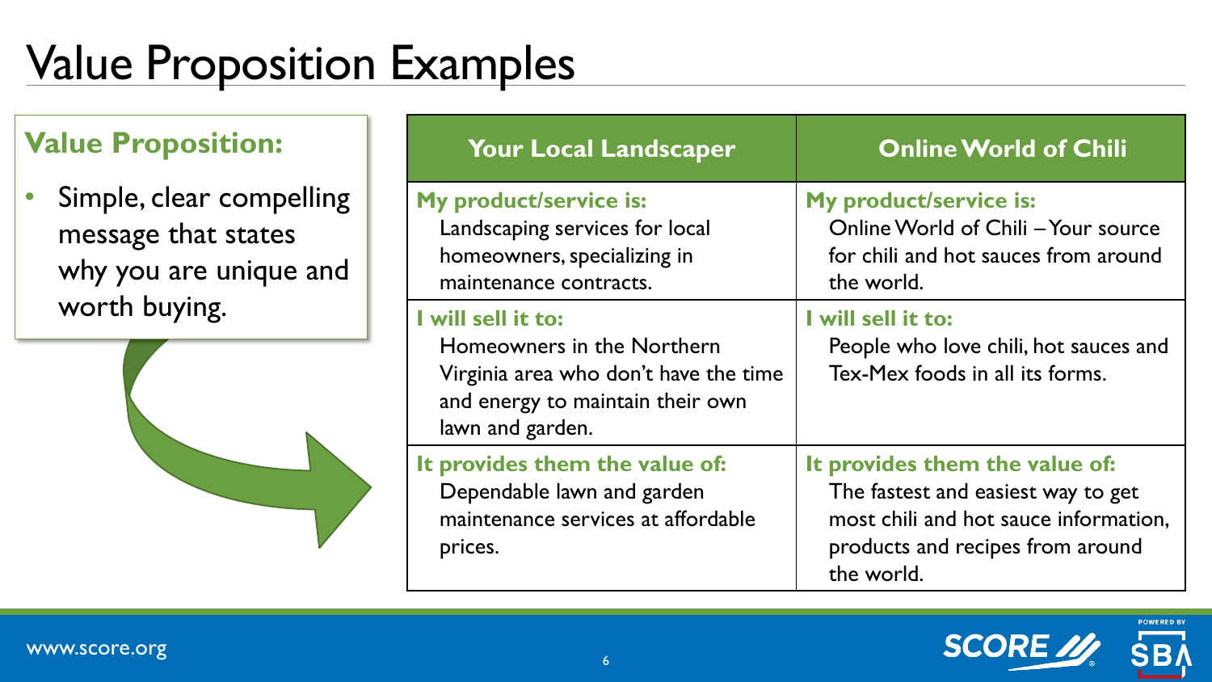# Value Proposition Examples

**Value Proposition:**

- Simple, clear compelling message that states why you are unique and worth buying.

| Your Local Landscaper | Online World of Chili |
|---|---|
| **My product/service is:** Landscaping services for local homeowners, specializing in maintenance contracts. | **My product/service is:** Online World of Chili – Your source for chili and hot sauces from around the world. |
| **I will sell it to:** Homeowners in the Northern Virginia area who don't have the time and energy to maintain their own lawn and garden. | **I will sell it to:** People who love chili, hot sauces and Tex-Mex foods in all its forms. |
| **It provides them the value of:** Dependable lawn and garden maintenance services at affordable prices. | **It provides them the value of:** The fastest and easiest way to get most chili and hot sauce information, products and recipes from around the world. |

www.score.org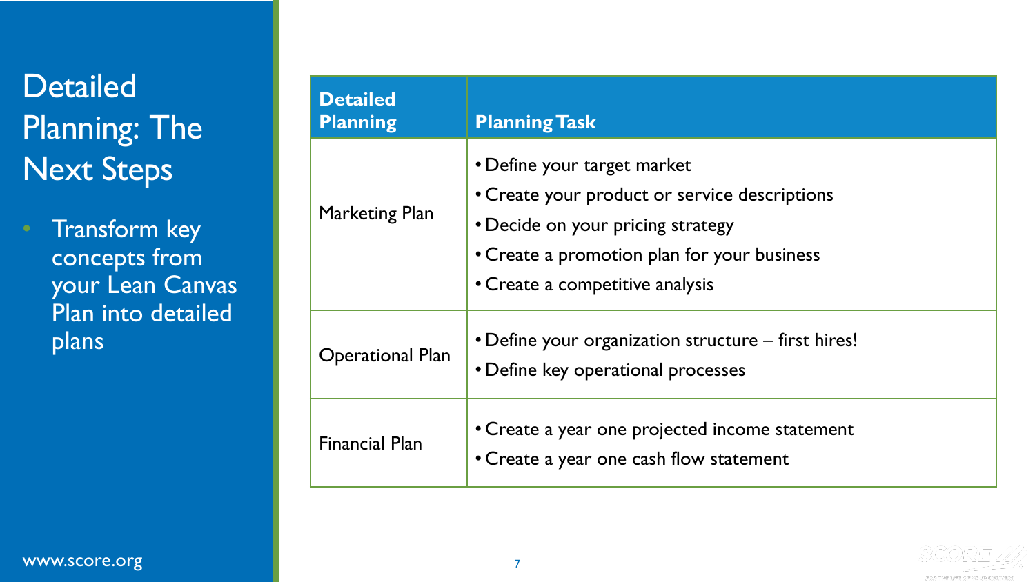# Detailed Planning: The Next Steps

- Transform key concepts from your Lean Canvas Plan into detailed plans

| Detailed Planning | Planning Task |
|---|---|
| Marketing Plan | • Define your target market<br>• Create your product or service descriptions<br>• Decide on your pricing strategy<br>• Create a promotion plan for your business<br>• Create a competitive analysis |
| Operational Plan | • Define your organization structure – first hires!<br>• Define key operational processes |
| Financial Plan | • Create a year one projected income statement<br>• Create a year one cash flow statement |

www.score.org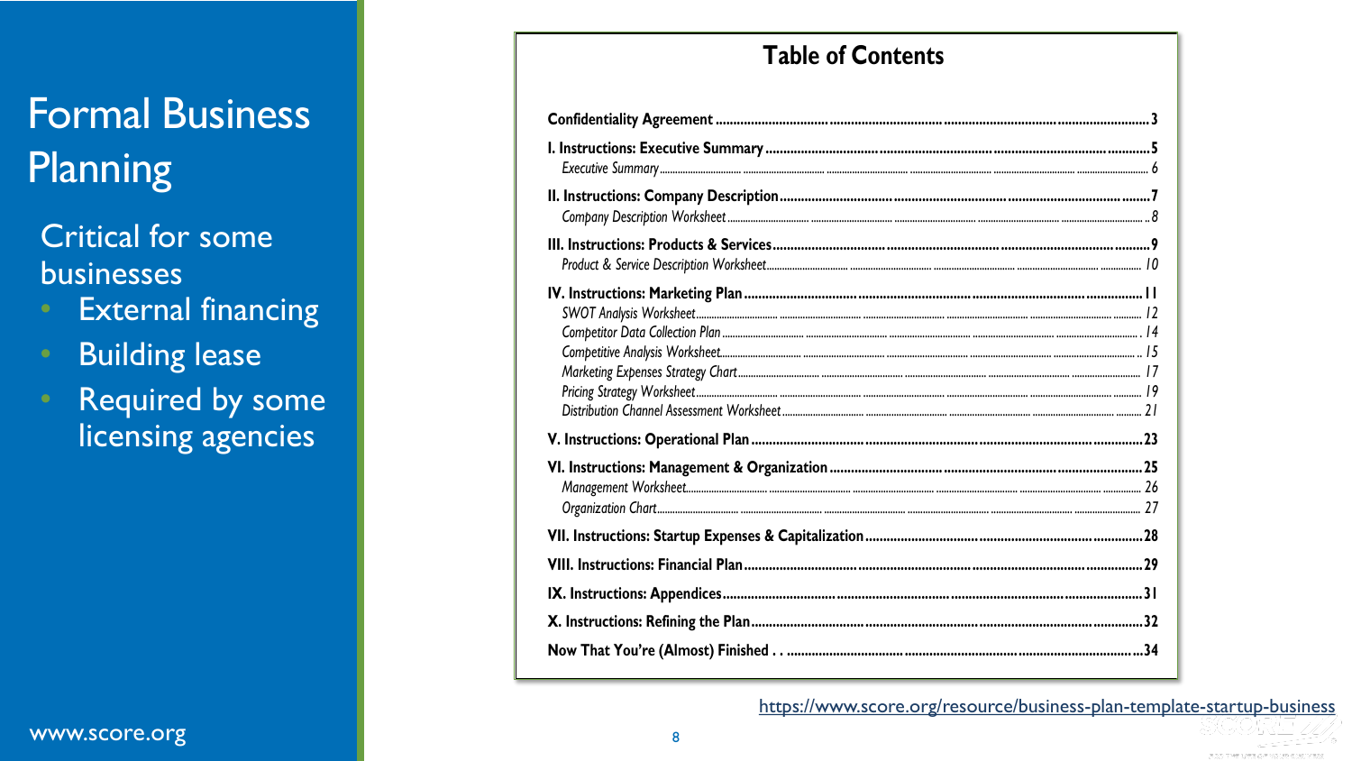# Formal Business Planning

Critical for some businesses

- External financing
- Building lease
- Required by some licensing agencies

## Table of Contents

| | |
|---|---|
| **Confidentiality Agreement** | **3** |
| **I. Instructions: Executive Summary** | **5** |
| *Executive Summary* | *6* |
| **II. Instructions: Company Description** | **7** |
| *Company Description Worksheet* | *8* |
| **III. Instructions: Products & Services** | **9** |
| *Product & Service Description Worksheet* | *10* |
| **IV. Instructions: Marketing Plan** | **11** |
| *SWOT Analysis Worksheet* | *12* |
| *Competitor Data Collection Plan* | *14* |
| *Competitive Analysis Worksheet* | *15* |
| *Marketing Expenses Strategy Chart* | *17* |
| *Pricing Strategy Worksheet* | *19* |
| *Distribution Channel Assessment Worksheet* | *21* |
| **V. Instructions: Operational Plan** | **23** |
| **VI. Instructions: Management & Organization** | **25** |
| *Management Worksheet* | *26* |
| *Organization Chart* | *27* |
| **VII. Instructions: Startup Expenses & Capitalization** | **28** |
| **VIII. Instructions: Financial Plan** | **29** |
| **IX. Instructions: Appendices** | **31** |
| **X. Instructions: Refining the Plan** | **32** |
| **Now That You're (Almost) Finished . .** | **34** |

https://www.score.org/resource/business-plan-template-startup-business

www.score.org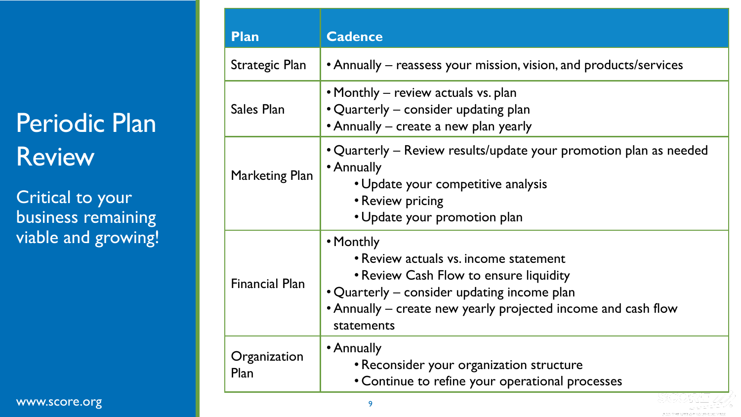# Periodic Plan Review

Critical to your business remaining viable and growing!

| Plan | Cadence |
|---|---|
| Strategic Plan | • Annually – reassess your mission, vision, and products/services |
| Sales Plan | • Monthly – review actuals vs. plan<br>• Quarterly – consider updating plan<br>• Annually – create a new plan yearly |
| Marketing Plan | • Quarterly – Review results/update your promotion plan as needed<br>• Annually<br>  • Update your competitive analysis<br>  • Review pricing<br>  • Update your promotion plan |
| Financial Plan | • Monthly<br>  • Review actuals vs. income statement<br>  • Review Cash Flow to ensure liquidity<br>• Quarterly – consider updating income plan<br>• Annually – create new yearly projected income and cash flow statements |
| Organization Plan | • Annually<br>  • Reconsider your organization structure<br>  • Continue to refine your operational processes |

www.score.org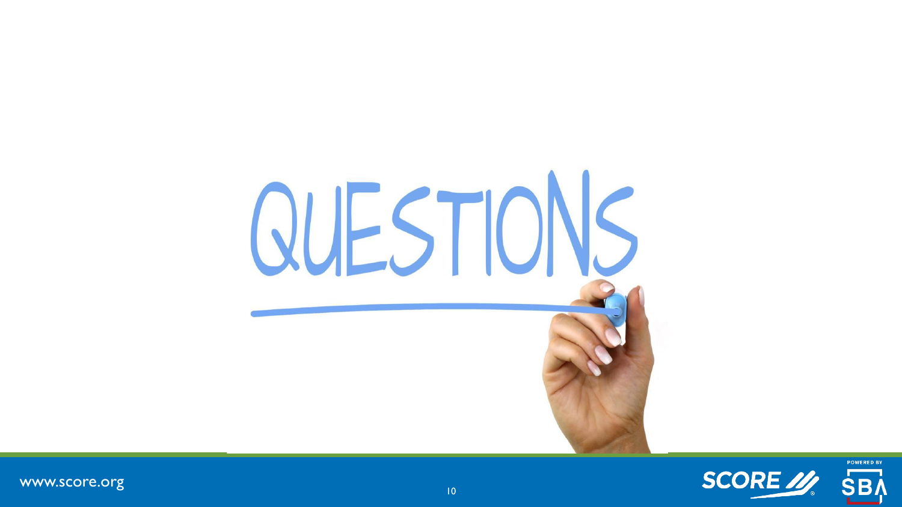# QUESTIONS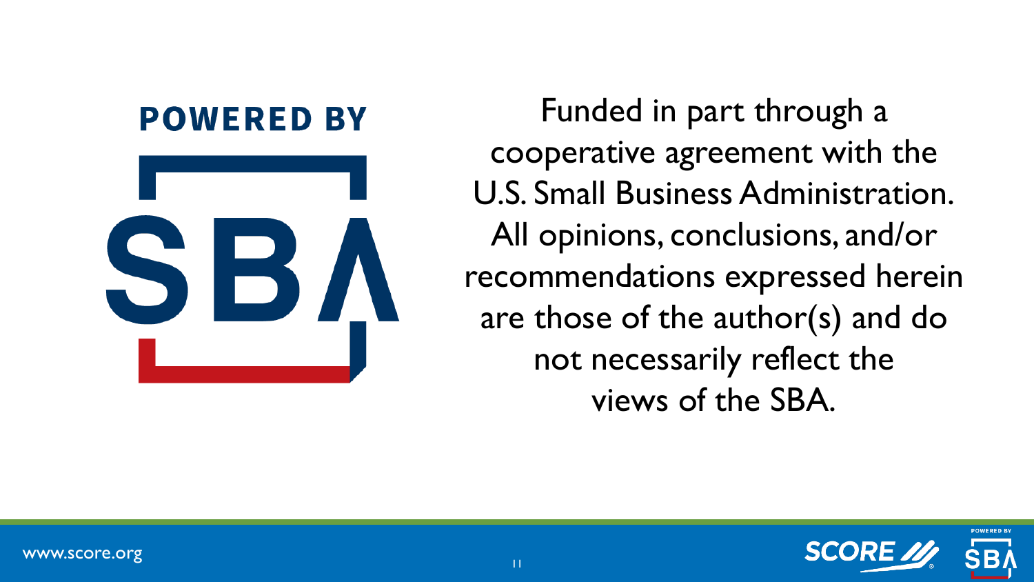POWERED BY

SBA

Funded in part through a cooperative agreement with the U.S. Small Business Administration. All opinions, conclusions, and/or recommendations expressed herein are those of the author(s) and do not necessarily reflect the views of the SBA.